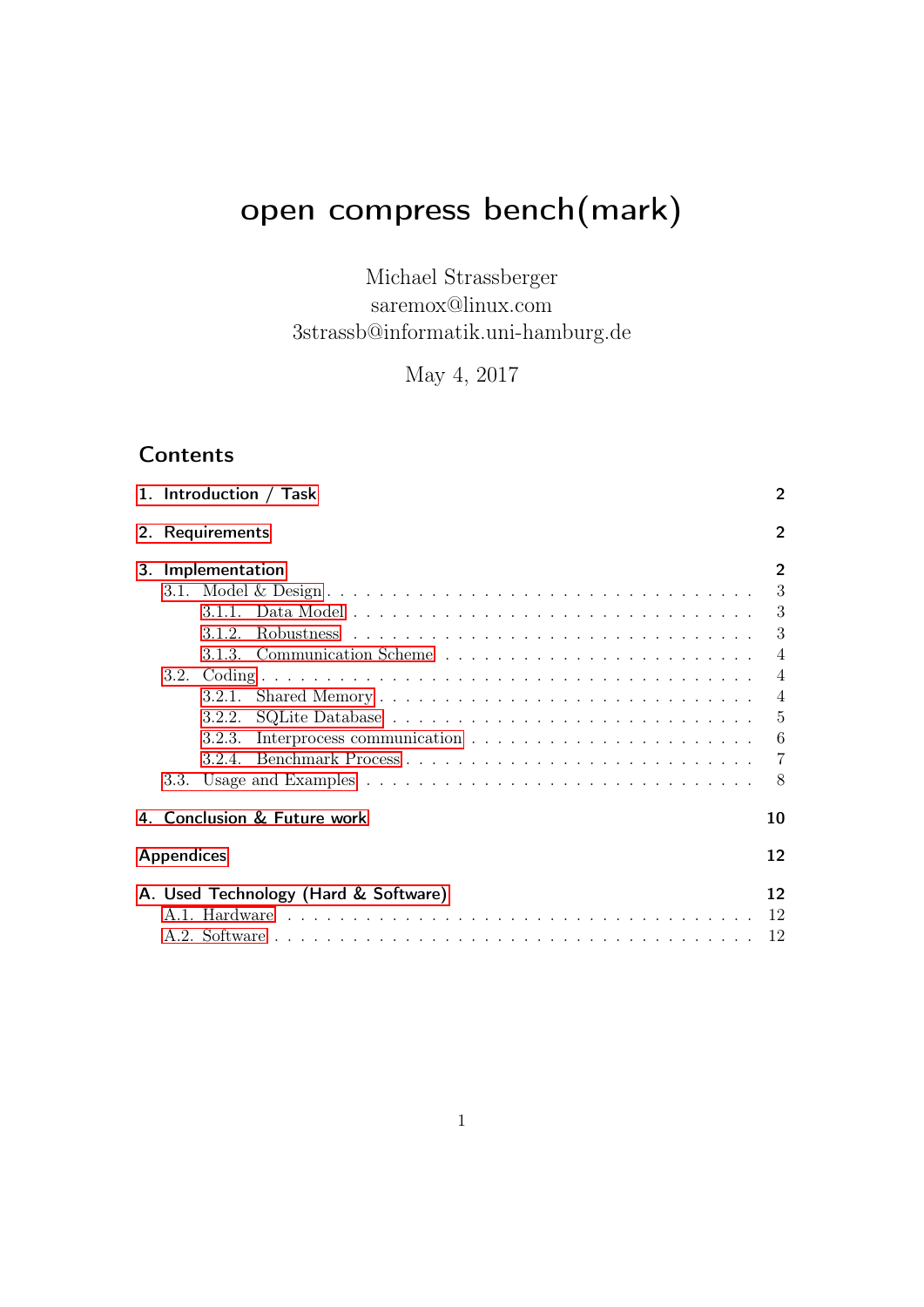# open compress bench(mark)

Michael Strassberger
saremox@linux.com
3strassb@informatik.uni-hamburg.de

May 4, 2017

## Contents

- 1. Introduction / Task — 2
- 2. Requirements — 2
- 3. Implementation — 2
  - 3.1. Model & Design — 3
    - 3.1.1. Data Model — 3
    - 3.1.2. Robustness — 3
    - 3.1.3. Communication Scheme — 4
  - 3.2. Coding — 4
    - 3.2.1. Shared Memory — 4
    - 3.2.2. SQLite Database — 5
    - 3.2.3. Interprocess communication — 6
    - 3.2.4. Benchmark Process — 7
  - 3.3. Usage and Examples — 8
- 4. Conclusion & Future work — 10
- Appendices — 12
- A. Used Technology (Hard & Software) — 12
  - A.1. Hardware — 12
  - A.2. Software — 12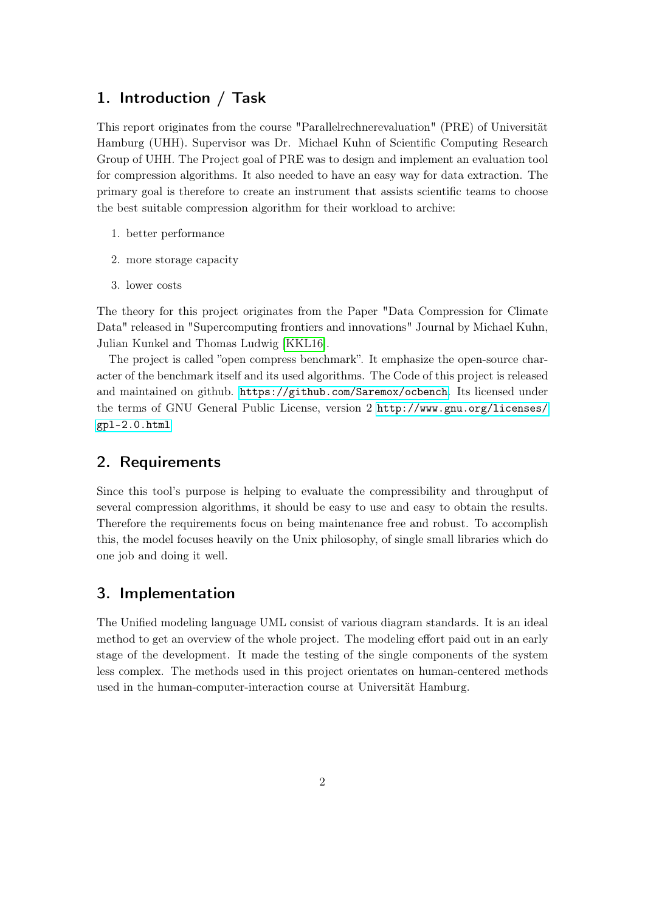## 1. Introduction / Task

This report originates from the course "Parallelrechnerevaluation" (PRE) of Universität Hamburg (UHH). Supervisor was Dr. Michael Kuhn of Scientific Computing Research Group of UHH. The Project goal of PRE was to design and implement an evaluation tool for compression algorithms. It also needed to have an easy way for data extraction. The primary goal is therefore to create an instrument that assists scientific teams to choose the best suitable compression algorithm for their workload to archive:

1. better performance
2. more storage capacity
3. lower costs

The theory for this project originates from the Paper "Data Compression for Climate Data" released in "Supercomputing frontiers and innovations" Journal by Michael Kuhn, Julian Kunkel and Thomas Ludwig [KKL16].

The project is called "open compress benchmark". It emphasize the open-source character of the benchmark itself and its used algorithms. The Code of this project is released and maintained on github. https://github.com/Saremox/ocbench. Its licensed under the terms of GNU General Public License, version 2 http://www.gnu.org/licenses/gpl-2.0.html

## 2. Requirements

Since this tool's purpose is helping to evaluate the compressibility and throughput of several compression algorithms, it should be easy to use and easy to obtain the results. Therefore the requirements focus on being maintenance free and robust. To accomplish this, the model focuses heavily on the Unix philosophy, of single small libraries which do one job and doing it well.

## 3. Implementation

The Unified modeling language UML consist of various diagram standards. It is an ideal method to get an overview of the whole project. The modeling effort paid out in an early stage of the development. It made the testing of the single components of the system less complex. The methods used in this project orientates on human-centered methods used in the human-computer-interaction course at Universität Hamburg.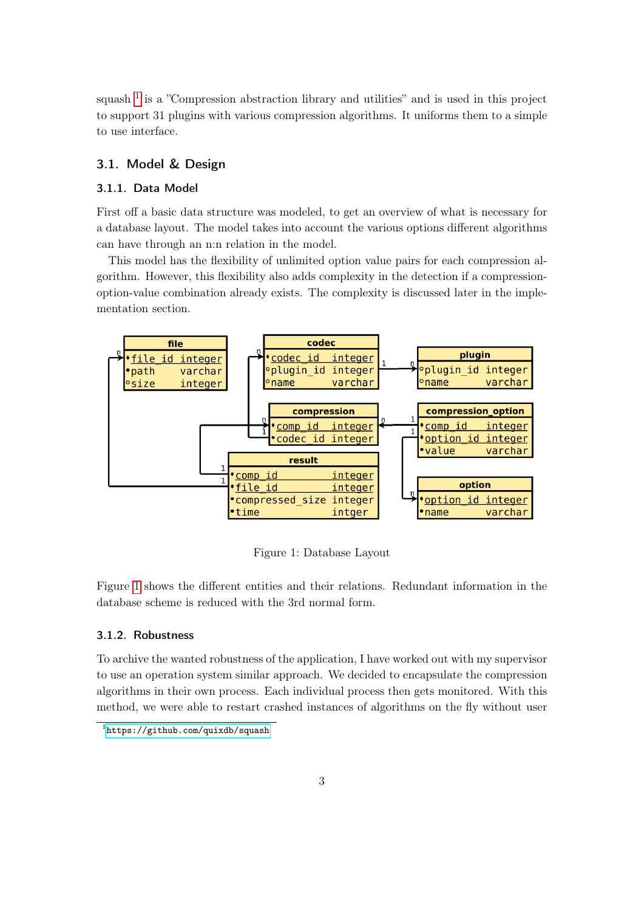squash [1] is a "Compression abstraction library and utilities" and is used in this project to support 31 plugins with various compression algorithms. It uniforms them to a simple to use interface.

## 3.1. Model & Design

### 3.1.1. Data Model

First off a basic data structure was modeled, to get an overview of what is necessary for a database layout. The model takes into account the various options different algorithms can have through an n:n relation in the model.

This model has the flexibility of unlimited option value pairs for each compression algorithm. However, this flexibility also adds complexity in the detection if a compression-option-value combination already exists. The complexity is discussed later in the implementation section.

Figure 1: Database Layout

Figure 1 shows the different entities and their relations. Redundant information in the database scheme is reduced with the 3rd normal form.

### 3.1.2. Robustness

To archive the wanted robustness of the application, I have worked out with my supervisor to use an operation system similar approach. We decided to encapsulate the compression algorithms in their own process. Each individual process then gets monitored. With this method, we were able to restart crashed instances of algorithms on the fly without user

[1] https://github.com/quixdb/squash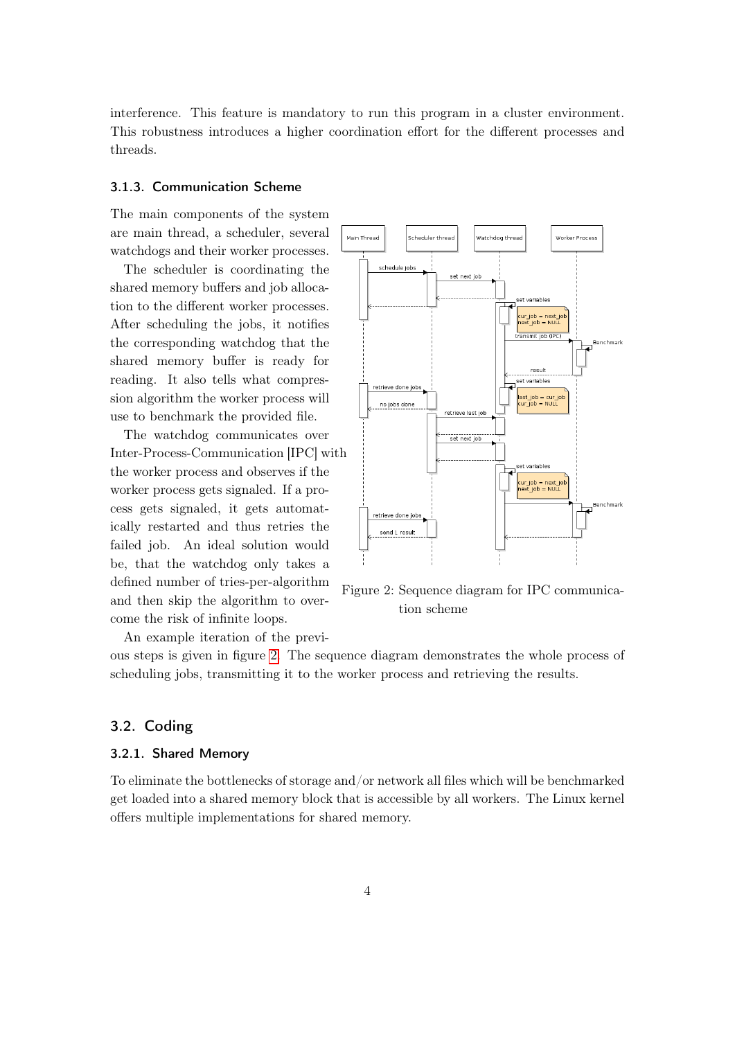interference. This feature is mandatory to run this program in a cluster environment. This robustness introduces a higher coordination effort for the different processes and threads.

### 3.1.3. Communication Scheme

The main components of the system are main thread, a scheduler, several watchdogs and their worker processes.

The scheduler is coordinating the shared memory buffers and job allocation to the different worker processes. After scheduling the jobs, it notifies the corresponding watchdog that the shared memory buffer is ready for reading. It also tells what compression algorithm the worker process will use to benchmark the provided file.

The watchdog communicates over Inter-Process-Communication [IPC] with the worker process and observes if the worker process gets signaled. If a process gets signaled, it gets automatically restarted and thus retries the failed job. An ideal solution would be, that the watchdog only takes a defined number of tries-per-algorithm and then skip the algorithm to overcome the risk of infinite loops.

Figure 2: Sequence diagram for IPC communication scheme

An example iteration of the previous steps is given in figure 2. The sequence diagram demonstrates the whole process of scheduling jobs, transmitting it to the worker process and retrieving the results.

## 3.2. Coding

### 3.2.1. Shared Memory

To eliminate the bottlenecks of storage and/or network all files which will be benchmarked get loaded into a shared memory block that is accessible by all workers. The Linux kernel offers multiple implementations for shared memory.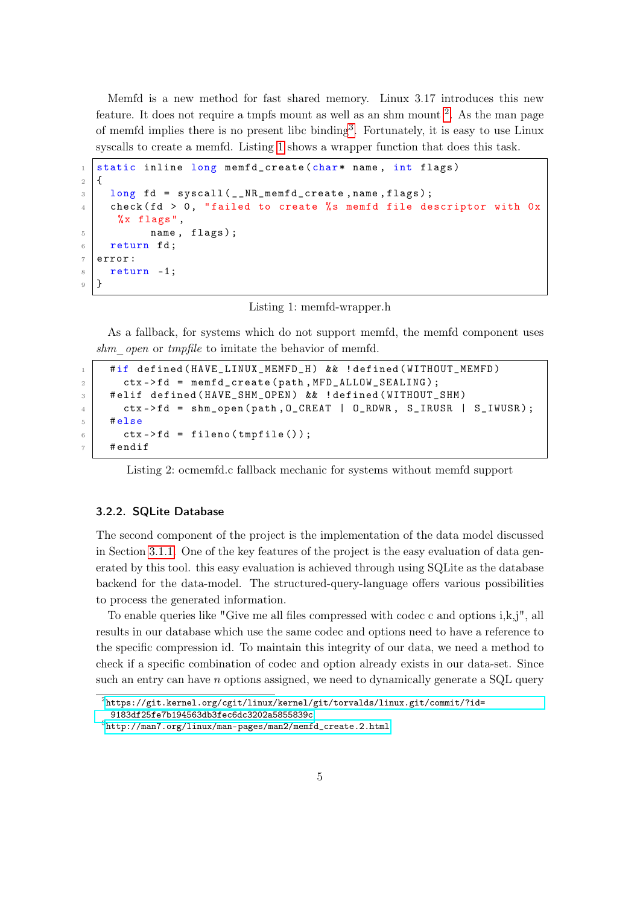Memfd is a new method for fast shared memory. Linux 3.17 introduces this new feature. It does not require a tmpfs mount as well as an shm mount [2]. As the man page of memfd implies there is no present libc binding[3]. Fortunately, it is easy to use Linux syscalls to create a memfd. Listing 1 shows a wrapper function that does this task.

```c
static inline long memfd_create(char* name, int flags)
{
  long fd = syscall(__NR_memfd_create,name,flags);
  check(fd > 0, "failed to create %s memfd file descriptor with 0x%x flags",
        name, flags);
  return fd;
error:
  return -1;
}
```

Listing 1: memfd-wrapper.h

As a fallback, for systems which do not support memfd, the memfd component uses *shm_open* or *tmpfile* to imitate the behavior of memfd.

```c
  #if defined(HAVE_LINUX_MEMFD_H) && !defined(WITHOUT_MEMFD)
    ctx->fd = memfd_create(path,MFD_ALLOW_SEALING);
  #elif defined(HAVE_SHM_OPEN) && !defined(WITHOUT_SHM)
    ctx->fd = shm_open(path,O_CREAT | O_RDWR, S_IRUSR | S_IWUSR);
  #else
    ctx->fd = fileno(tmpfile());
  #endif
```

Listing 2: ocmemfd.c fallback mechanic for systems without memfd support

### 3.2.2. SQLite Database

The second component of the project is the implementation of the data model discussed in Section 3.1.1. One of the key features of the project is the easy evaluation of data generated by this tool. this easy evaluation is achieved through using SQLite as the database backend for the data-model. The structured-query-language offers various possibilities to process the generated information.

To enable queries like "Give me all files compressed with codec c and options i,k,j", all results in our database which use the same codec and options need to have a reference to the specific compression id. To maintain this integrity of our data, we need a method to check if a specific combination of codec and option already exists in our data-set. Since such an entry can have $n$ options assigned, we need to dynamically generate a SQL query

[2] https://git.kernel.org/cgit/linux/kernel/git/torvalds/linux.git/commit/?id=9183df25fe7b194563db3fec6dc3202a5855839c

[3] http://man7.org/linux/man-pages/man2/memfd_create.2.html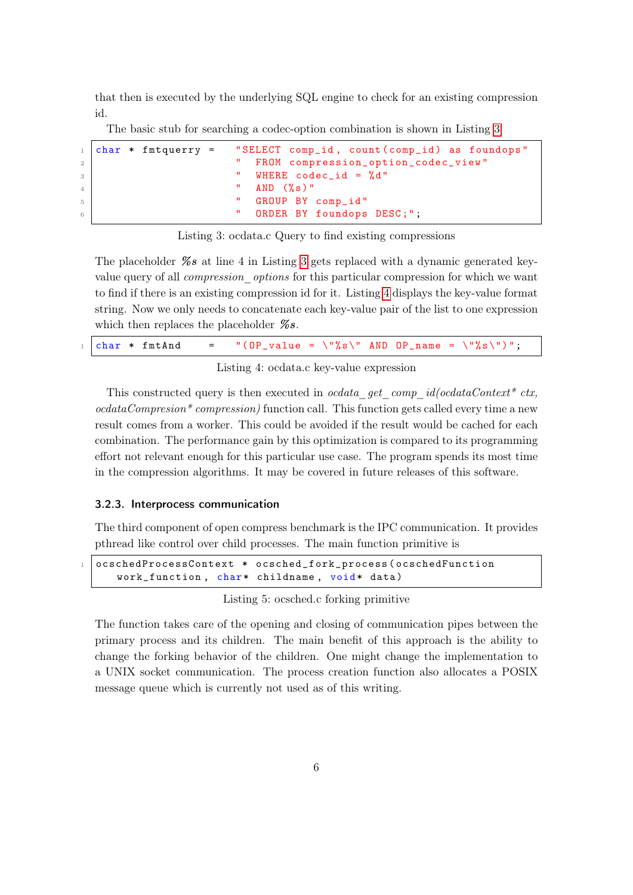that then is executed by the underlying SQL engine to check for an existing compression id.

The basic stub for searching a codec-option combination is shown in Listing 3.

```
char * fmtquerry =   "SELECT comp_id, count(comp_id) as foundops"
                     "  FROM compression_option_codec_view"
                     "  WHERE codec_id = %d"
                     "  AND (%s)"
                     "  GROUP BY comp_id"
                     "  ORDER BY foundops DESC;";
```

Listing 3: ocdata.c Query to find existing compressions

The placeholder ***%s*** at line 4 in Listing 3 gets replaced with a dynamic generated key-value query of all *compression_options* for this particular compression for which we want to find if there is an existing compression id for it. Listing 4 displays the key-value format string. Now we only needs to concatenate each key-value pair of the list to one expression which then replaces the placeholder ***%s***.

```
char * fmtAnd    =   "(OP_value = \"%s\" AND OP_name = \"%s\")";
```

Listing 4: ocdata.c key-value expression

This constructed query is then executed in *ocdata_get_comp_id(ocdataContext* ctx, ocdataCompresion* compression)* function call. This function gets called every time a new result comes from a worker. This could be avoided if the result would be cached for each combination. The performance gain by this optimization is compared to its programming effort not relevant enough for this particular use case. The program spends its most time in the compression algorithms. It may be covered in future releases of this software.

### 3.2.3. Interprocess communication

The third component of open compress benchmark is the IPC communication. It provides pthread like control over child processes. The main function primitive is

```
ocschedProcessContext * ocsched_fork_process(ocschedFunction
    work_function, char* childname, void* data)
```

Listing 5: ocsched.c forking primitive

The function takes care of the opening and closing of communication pipes between the primary process and its children. The main benefit of this approach is the ability to change the forking behavior of the children. One might change the implementation to a UNIX socket communication. The process creation function also allocates a POSIX message queue which is currently not used as of this writing.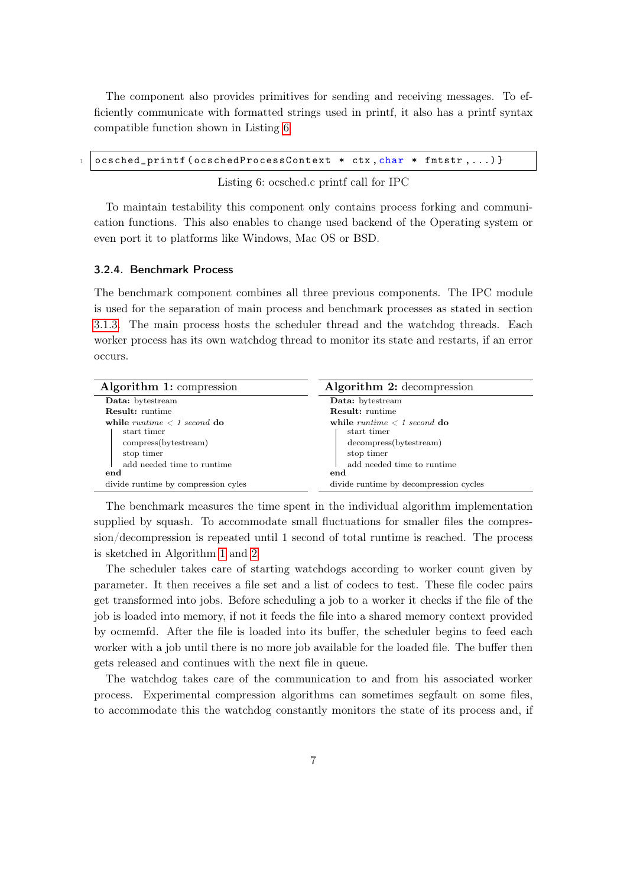The component also provides primitives for sending and receiving messages. To efficiently communicate with formatted strings used in printf, it also has a printf syntax compatible function shown in Listing 6.

```
ocsched_printf(ocschedProcessContext * ctx,char * fmtstr,...)}
```

Listing 6: ocsched.c printf call for IPC

To maintain testability this component only contains process forking and communication functions. This also enables to change used backend of the Operating system or even port it to platforms like Windows, Mac OS or BSD.

### 3.2.4. Benchmark Process

The benchmark component combines all three previous components. The IPC module is used for the separation of main process and benchmark processes as stated in section 3.1.3. The main process hosts the scheduler thread and the watchdog threads. Each worker process has its own watchdog thread to monitor its state and restarts, if an error occurs.

**Algorithm 1:** compression

```
Data: bytestream
Result: runtime
while runtime < 1 second do
    start timer
    compress(bytestream)
    stop timer
    add needed time to runtime
end
divide runtime by compression cyles
```

**Algorithm 2:** decompression

```
Data: bytestream
Result: runtime
while runtime < 1 second do
    start timer
    decompress(bytestream)
    stop timer
    add needed time to runtime
end
divide runtime by decompression cycles
```

The benchmark measures the time spent in the individual algorithm implementation supplied by squash. To accommodate small fluctuations for smaller files the compression/decompression is repeated until 1 second of total runtime is reached. The process is sketched in Algorithm 1 and 2.

The scheduler takes care of starting watchdogs according to worker count given by parameter. It then receives a file set and a list of codecs to test. These file codec pairs get transformed into jobs. Before scheduling a job to a worker it checks if the file of the job is loaded into memory, if not it feeds the file into a shared memory context provided by ocmemfd. After the file is loaded into its buffer, the scheduler begins to feed each worker with a job until there is no more job available for the loaded file. The buffer then gets released and continues with the next file in queue.

The watchdog takes care of the communication to and from his associated worker process. Experimental compression algorithms can sometimes segfault on some files, to accommodate this the watchdog constantly monitors the state of its process and, if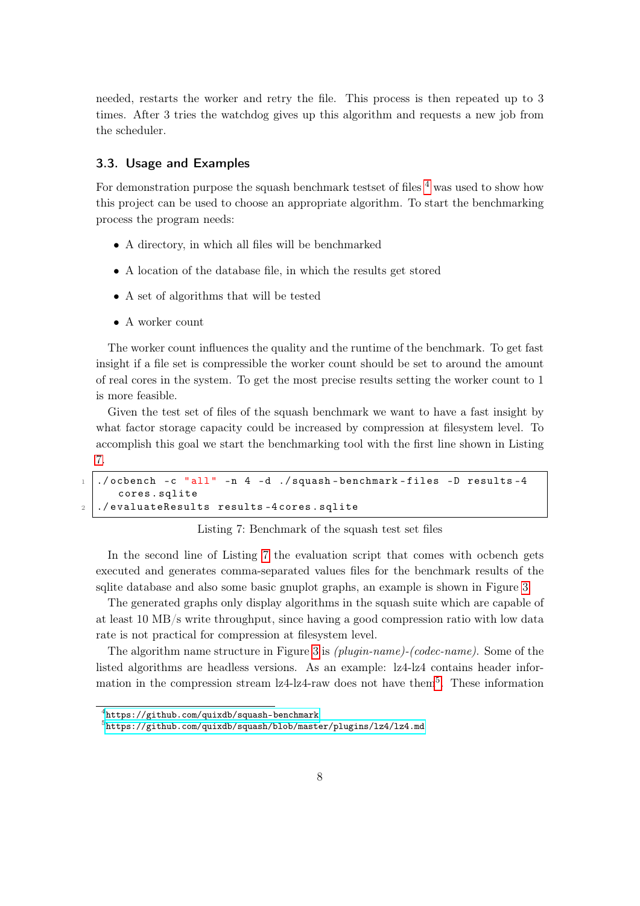needed, restarts the worker and retry the file. This process is then repeated up to 3 times. After 3 tries the watchdog gives up this algorithm and requests a new job from the scheduler.

### 3.3. Usage and Examples

For demonstration purpose the squash benchmark testset of files [4] was used to show how this project can be used to choose an appropriate algorithm. To start the benchmarking process the program needs:

- A directory, in which all files will be benchmarked
- A location of the database file, in which the results get stored
- A set of algorithms that will be tested
- A worker count

The worker count influences the quality and the runtime of the benchmark. To get fast insight if a file set is compressible the worker count should be set to around the amount of real cores in the system. To get the most precise results setting the worker count to 1 is more feasible.

Given the test set of files of the squash benchmark we want to have a fast insight by what factor storage capacity could be increased by compression at filesystem level. To accomplish this goal we start the benchmarking tool with the first line shown in Listing 7.

```
./ocbench -c "all" -n 4 -d ./squash-benchmark-files -D results-4cores.sqlite
./evaluateResults results-4cores.sqlite
```

Listing 7: Benchmark of the squash test set files

In the second line of Listing 7 the evaluation script that comes with ocbench gets executed and generates comma-separated values files for the benchmark results of the sqlite database and also some basic gnuplot graphs, an example is shown in Figure 3.

The generated graphs only display algorithms in the squash suite which are capable of at least 10 MB/s write throughput, since having a good compression ratio with low data rate is not practical for compression at filesystem level.

The algorithm name structure in Figure 3 is *(plugin-name)-(codec-name)*. Some of the listed algorithms are headless versions. As an example: lz4-lz4 contains header information in the compression stream lz4-lz4-raw does not have them[5]. These information

[4] https://github.com/quixdb/squash-benchmark

[5] https://github.com/quixdb/squash/blob/master/plugins/lz4/lz4.md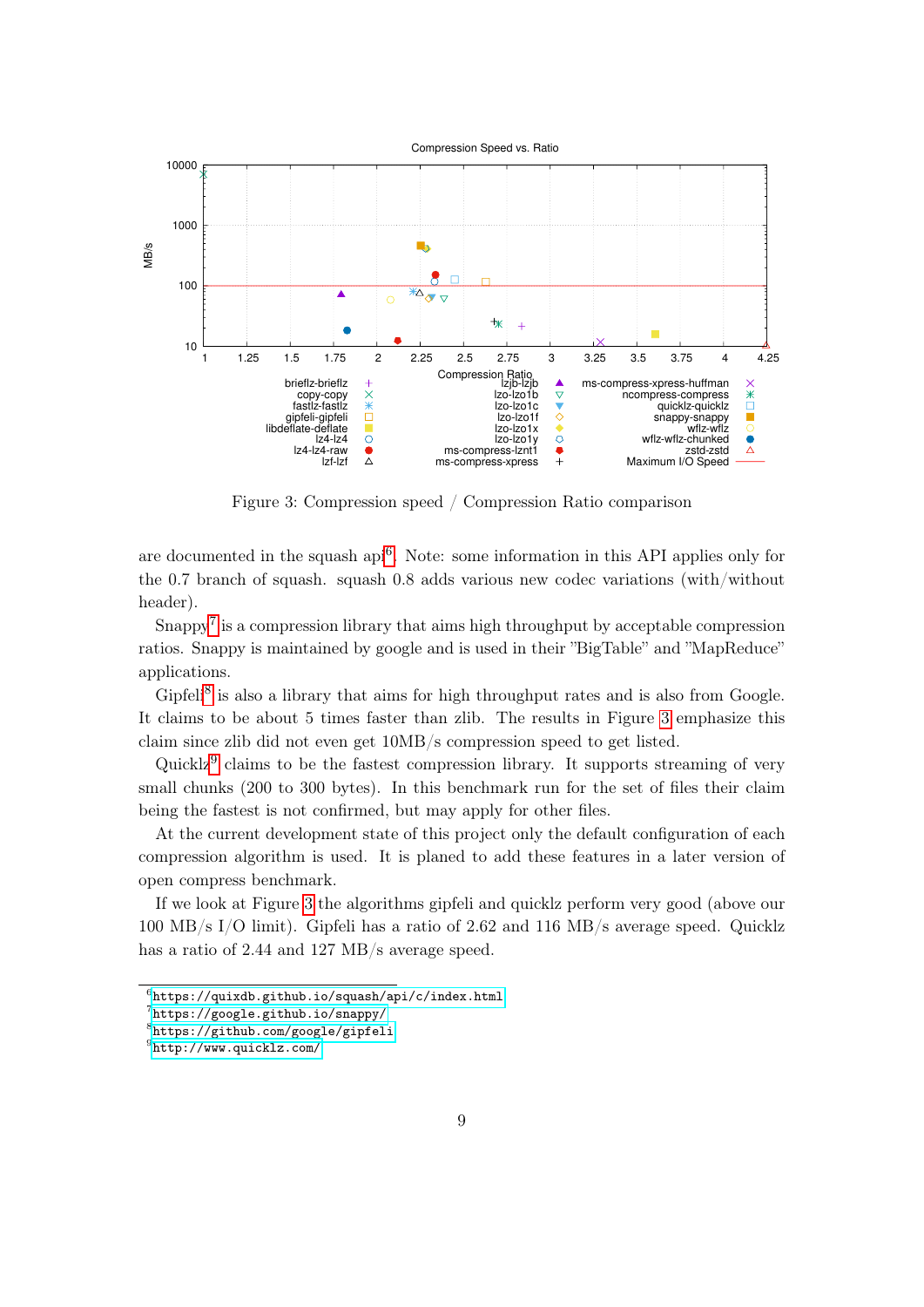Figure 3: Compression speed / Compression Ratio comparison

are documented in the squash api[6]. Note: some information in this API applies only for the 0.7 branch of squash. squash 0.8 adds various new codec variations (with/without header).

Snappy[7] is a compression library that aims high throughput by acceptable compression ratios. Snappy is maintained by google and is used in their "BigTable" and "MapReduce" applications.

Gipfeli[8] is also a library that aims for high throughput rates and is also from Google. It claims to be about 5 times faster than zlib. The results in Figure 3 emphasize this claim since zlib did not even get 10MB/s compression speed to get listed.

Quicklz[9] claims to be the fastest compression library. It supports streaming of very small chunks (200 to 300 bytes). In this benchmark run for the set of files their claim being the fastest is not confirmed, but may apply for other files.

At the current development state of this project only the default configuration of each compression algorithm is used. It is planed to add these features in a later version of open compress benchmark.

If we look at Figure 3 the algorithms gipfeli and quicklz perform very good (above our 100 MB/s I/O limit). Gipfeli has a ratio of 2.62 and 116 MB/s average speed. Quicklz has a ratio of 2.44 and 127 MB/s average speed.

[6] https://quixdb.github.io/squash/api/c/index.html

[7] https://google.github.io/snappy/

[8] https://github.com/google/gipfeli

[9] http://www.quicklz.com/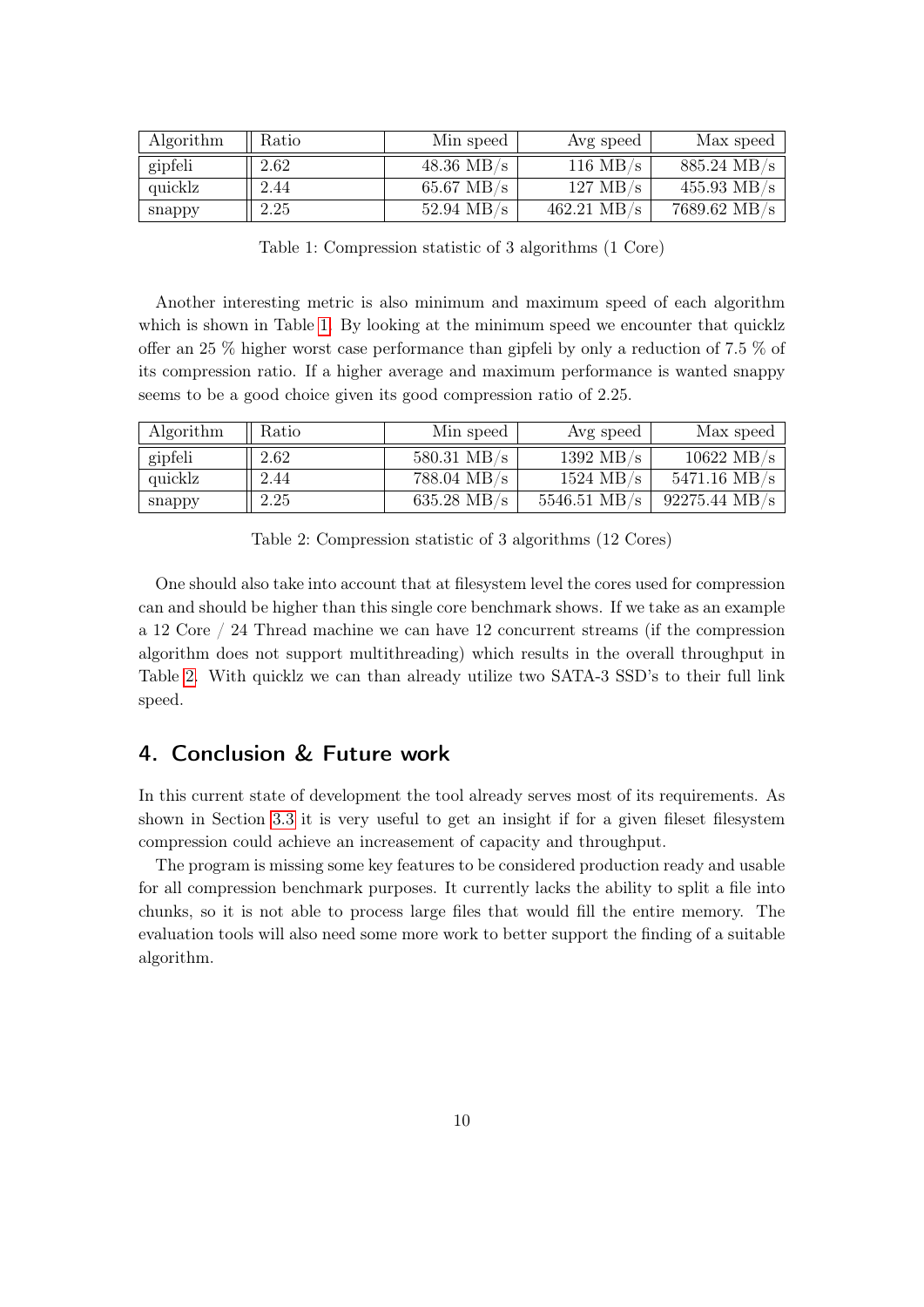| Algorithm | Ratio | Min speed | Avg speed | Max speed |
|---|---|---|---|---|
| gipfeli | 2.62 | 48.36 MB/s | 116 MB/s | 885.24 MB/s |
| quicklz | 2.44 | 65.67 MB/s | 127 MB/s | 455.93 MB/s |
| snappy | 2.25 | 52.94 MB/s | 462.21 MB/s | 7689.62 MB/s |

Table 1: Compression statistic of 3 algorithms (1 Core)

Another interesting metric is also minimum and maximum speed of each algorithm which is shown in Table 1. By looking at the minimum speed we encounter that quicklz offer an 25 % higher worst case performance than gipfeli by only a reduction of 7.5 % of its compression ratio. If a higher average and maximum performance is wanted snappy seems to be a good choice given its good compression ratio of 2.25.

| Algorithm | Ratio | Min speed | Avg speed | Max speed |
|---|---|---|---|---|
| gipfeli | 2.62 | 580.31 MB/s | 1392 MB/s | 10622 MB/s |
| quicklz | 2.44 | 788.04 MB/s | 1524 MB/s | 5471.16 MB/s |
| snappy | 2.25 | 635.28 MB/s | 5546.51 MB/s | 92275.44 MB/s |

Table 2: Compression statistic of 3 algorithms (12 Cores)

One should also take into account that at filesystem level the cores used for compression can and should be higher than this single core benchmark shows. If we take as an example a 12 Core / 24 Thread machine we can have 12 concurrent streams (if the compression algorithm does not support multithreading) which results in the overall throughput in Table 2. With quicklz we can than already utilize two SATA-3 SSD's to their full link speed.

## 4. Conclusion & Future work

In this current state of development the tool already serves most of its requirements. As shown in Section 3.3 it is very useful to get an insight if for a given fileset filesystem compression could achieve an increasement of capacity and throughput.

The program is missing some key features to be considered production ready and usable for all compression benchmark purposes. It currently lacks the ability to split a file into chunks, so it is not able to process large files that would fill the entire memory. The evaluation tools will also need some more work to better support the finding of a suitable algorithm.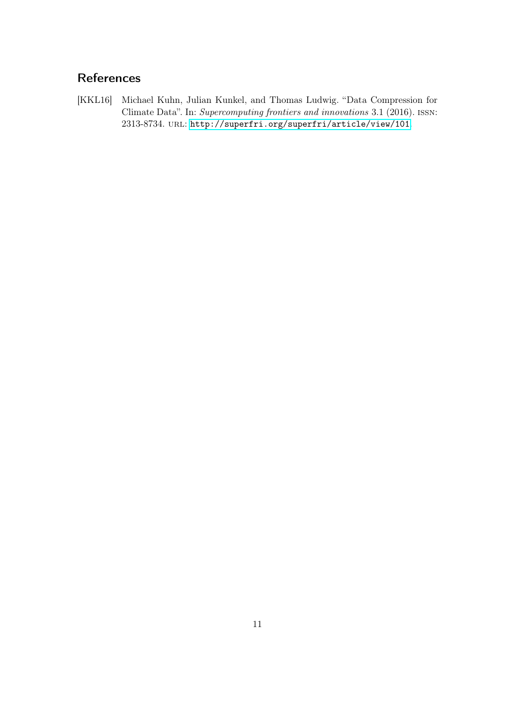## References

[KKL16] Michael Kuhn, Julian Kunkel, and Thomas Ludwig. "Data Compression for Climate Data". In: *Supercomputing frontiers and innovations* 3.1 (2016). ISSN: 2313-8734. URL: http://superfri.org/superfri/article/view/101.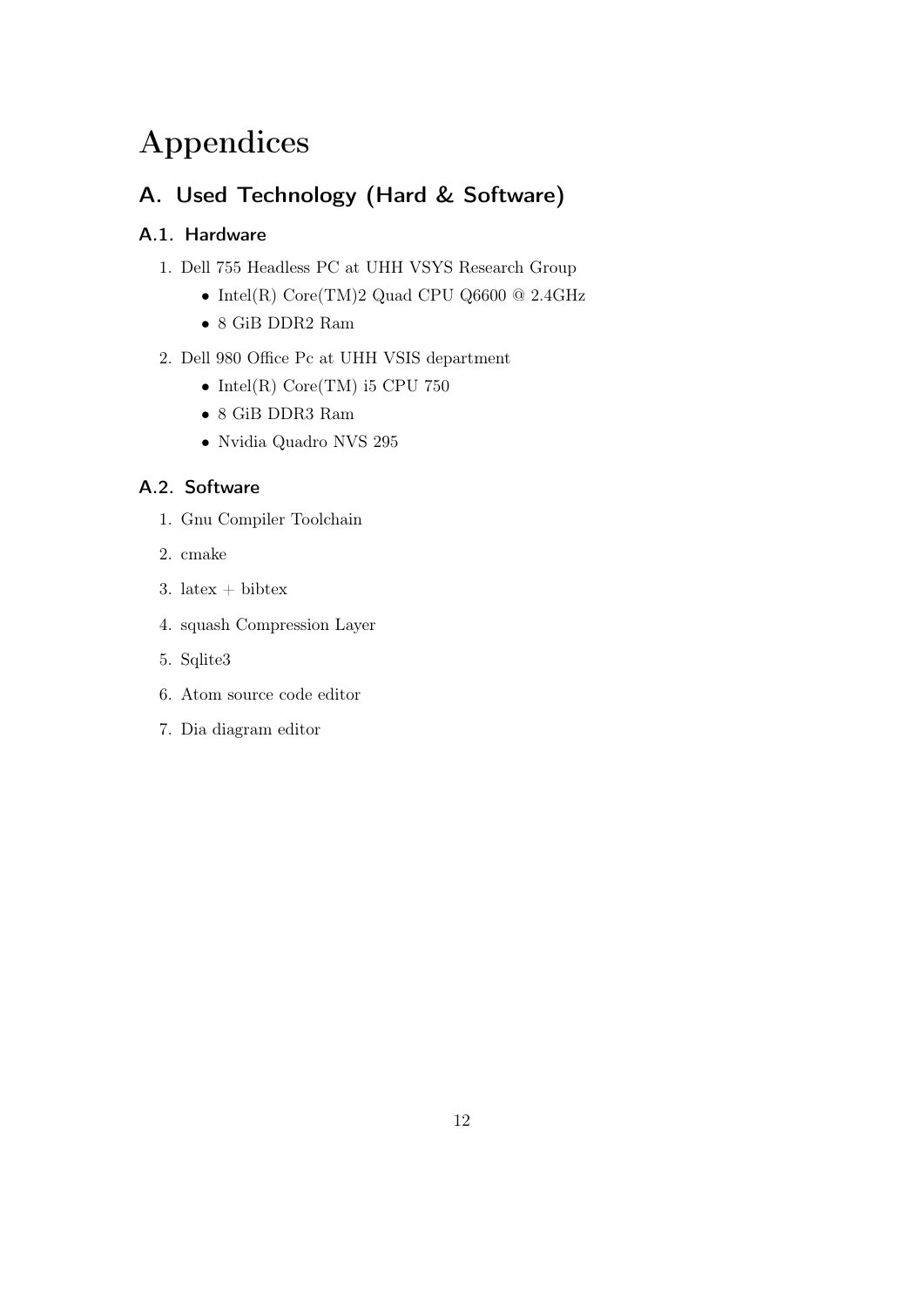# Appendices

## A. Used Technology (Hard & Software)

### A.1. Hardware

1. Dell 755 Headless PC at UHH VSYS Research Group
   - Intel(R) Core(TM)2 Quad CPU Q6600 @ 2.4GHz
   - 8 GiB DDR2 Ram
2. Dell 980 Office Pc at UHH VSIS department
   - Intel(R) Core(TM) i5 CPU 750
   - 8 GiB DDR3 Ram
   - Nvidia Quadro NVS 295

### A.2. Software

1. Gnu Compiler Toolchain
2. cmake
3. latex + bibtex
4. squash Compression Layer
5. Sqlite3
6. Atom source code editor
7. Dia diagram editor